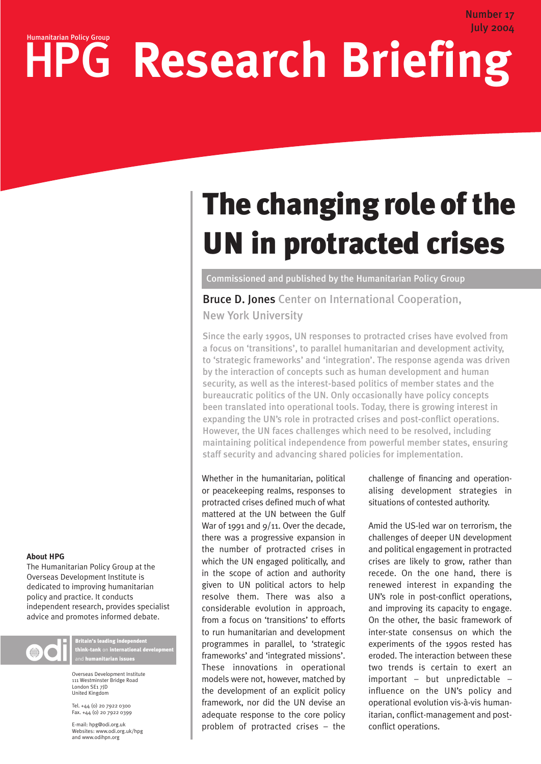Humanitarian Policy Group

# HPG Research Briefing

Number 17
July 2004

# The changing role of the UN in protracted crises

Commissioned and published by the Humanitarian Policy Group

**Bruce D. Jones** Center on International Cooperation, New York University

Since the early 1990s, UN responses to protracted crises have evolved from a focus on 'transitions', to parallel humanitarian and development activity, to 'strategic frameworks' and 'integration'. The response agenda was driven by the interaction of concepts such as human development and human security, as well as the interest-based politics of member states and the bureaucratic politics of the UN. Only occasionally have policy concepts been translated into operational tools. Today, there is growing interest in expanding the UN's role in protracted crises and post-conflict operations. However, the UN faces challenges which need to be resolved, including maintaining political independence from powerful member states, ensuring staff security and advancing shared policies for implementation.

Whether in the humanitarian, political or peacekeeping realms, responses to protracted crises defined much of what mattered at the UN between the Gulf War of 1991 and 9/11. Over the decade, there was a progressive expansion in the number of protracted crises in which the UN engaged politically, and in the scope of action and authority given to UN political actors to help resolve them. There was also a considerable evolution in approach, from a focus on 'transitions' to efforts to run humanitarian and development programmes in parallel, to 'strategic frameworks' and 'integrated missions'. These innovations in operational models were not, however, matched by the development of an explicit policy framework, nor did the UN devise an adequate response to the core policy problem of protracted crises – the challenge of financing and operationalising development strategies in situations of contested authority.

Amid the US-led war on terrorism, the challenges of deeper UN development and political engagement in protracted crises are likely to grow, rather than recede. On the one hand, there is renewed interest in expanding the UN's role in post-conflict operations, and improving its capacity to engage. On the other, the basic framework of inter-state consensus on which the experiments of the 1990s rested has eroded. The interaction between these two trends is certain to exert an important – but unpredictable – influence on the UN's policy and operational evolution vis-à-vis humanitarian, conflict-management and post-conflict operations.

**About HPG**

The Humanitarian Policy Group at the Overseas Development Institute is dedicated to improving humanitarian policy and practice. It conducts independent research, provides specialist advice and promotes informed debate.

odi — Britain's leading independent think-tank on international development and humanitarian issues

Overseas Development Institute
111 Westminster Bridge Road
London SE1 7JD
United Kingdom

Tel. +44 (0) 20 7922 0300
Fax. +44 (0) 20 7922 0399

E-mail: hpg@odi.org.uk
Websites: www.odi.org.uk/hpg and www.odihpn.org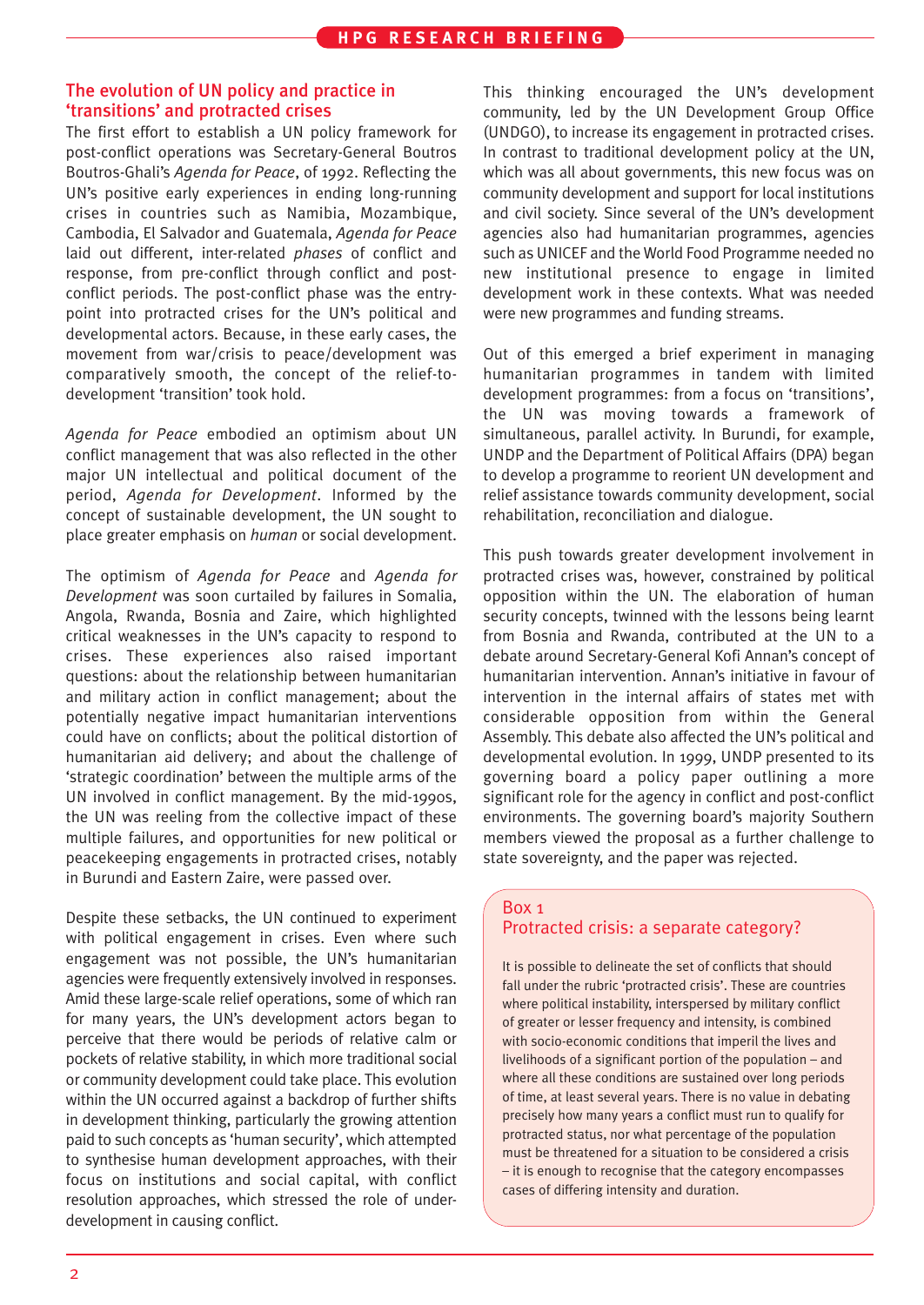## The evolution of UN policy and practice in 'transitions' and protracted crises

The first effort to establish a UN policy framework for post-conflict operations was Secretary-General Boutros Boutros-Ghali's *Agenda for Peace*, of 1992. Reflecting the UN's positive early experiences in ending long-running crises in countries such as Namibia, Mozambique, Cambodia, El Salvador and Guatemala, *Agenda for Peace* laid out different, inter-related *phases* of conflict and response, from pre-conflict through conflict and post-conflict periods. The post-conflict phase was the entry-point into protracted crises for the UN's political and developmental actors. Because, in these early cases, the movement from war/crisis to peace/development was comparatively smooth, the concept of the relief-to-development 'transition' took hold.

*Agenda for Peace* embodied an optimism about UN conflict management that was also reflected in the other major UN intellectual and political document of the period, *Agenda for Development*. Informed by the concept of sustainable development, the UN sought to place greater emphasis on *human* or social development.

The optimism of *Agenda for Peace* and *Agenda for Development* was soon curtailed by failures in Somalia, Angola, Rwanda, Bosnia and Zaire, which highlighted critical weaknesses in the UN's capacity to respond to crises. These experiences also raised important questions: about the relationship between humanitarian and military action in conflict management; about the potentially negative impact humanitarian interventions could have on conflicts; about the political distortion of humanitarian aid delivery; and about the challenge of 'strategic coordination' between the multiple arms of the UN involved in conflict management. By the mid-1990s, the UN was reeling from the collective impact of these multiple failures, and opportunities for new political or peacekeeping engagements in protracted crises, notably in Burundi and Eastern Zaire, were passed over.

Despite these setbacks, the UN continued to experiment with political engagement in crises. Even where such engagement was not possible, the UN's humanitarian agencies were frequently extensively involved in responses. Amid these large-scale relief operations, some of which ran for many years, the UN's development actors began to perceive that there would be periods of relative calm or pockets of relative stability, in which more traditional social or community development could take place. This evolution within the UN occurred against a backdrop of further shifts in development thinking, particularly the growing attention paid to such concepts as 'human security', which attempted to synthesise human development approaches, with their focus on institutions and social capital, with conflict resolution approaches, which stressed the role of under-development in causing conflict.

This thinking encouraged the UN's development community, led by the UN Development Group Office (UNDGO), to increase its engagement in protracted crises. In contrast to traditional development policy at the UN, which was all about governments, this new focus was on community development and support for local institutions and civil society. Since several of the UN's development agencies also had humanitarian programmes, agencies such as UNICEF and the World Food Programme needed no new institutional presence to engage in limited development work in these contexts. What was needed were new programmes and funding streams.

Out of this emerged a brief experiment in managing humanitarian programmes in tandem with limited development programmes: from a focus on 'transitions', the UN was moving towards a framework of simultaneous, parallel activity. In Burundi, for example, UNDP and the Department of Political Affairs (DPA) began to develop a programme to reorient UN development and relief assistance towards community development, social rehabilitation, reconciliation and dialogue.

This push towards greater development involvement in protracted crises was, however, constrained by political opposition within the UN. The elaboration of human security concepts, twinned with the lessons being learnt from Bosnia and Rwanda, contributed at the UN to a debate around Secretary-General Kofi Annan's concept of humanitarian intervention. Annan's initiative in favour of intervention in the internal affairs of states met with considerable opposition from within the General Assembly. This debate also affected the UN's political and developmental evolution. In 1999, UNDP presented to its governing board a policy paper outlining a more significant role for the agency in conflict and post-conflict environments. The governing board's majority Southern members viewed the proposal as a further challenge to state sovereignty, and the paper was rejected.

### Box 1
### Protracted crisis: a separate category?

It is possible to delineate the set of conflicts that should fall under the rubric 'protracted crisis'. These are countries where political instability, interspersed by military conflict of greater or lesser frequency and intensity, is combined with socio-economic conditions that imperil the lives and livelihoods of a significant portion of the population – and where all these conditions are sustained over long periods of time, at least several years. There is no value in debating precisely how many years a conflict must run to qualify for protracted status, nor what percentage of the population must be threatened for a situation to be considered a crisis – it is enough to recognise that the category encompasses cases of differing intensity and duration.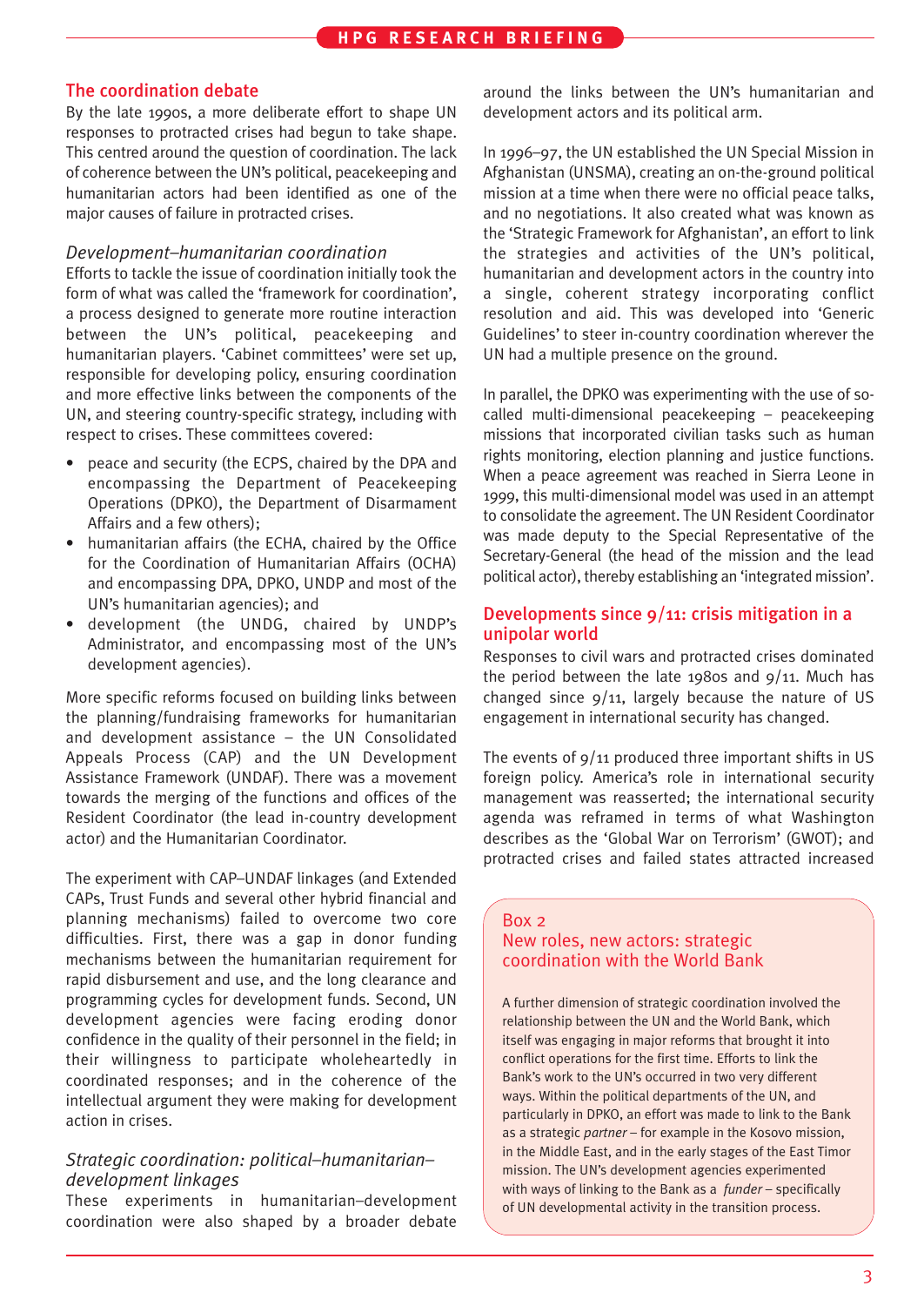## The coordination debate

By the late 1990s, a more deliberate effort to shape UN responses to protracted crises had begun to take shape. This centred around the question of coordination. The lack of coherence between the UN's political, peacekeeping and humanitarian actors had been identified as one of the major causes of failure in protracted crises.

### *Development–humanitarian coordination*

Efforts to tackle the issue of coordination initially took the form of what was called the 'framework for coordination', a process designed to generate more routine interaction between the UN's political, peacekeeping and humanitarian players. 'Cabinet committees' were set up, responsible for developing policy, ensuring coordination and more effective links between the components of the UN, and steering country-specific strategy, including with respect to crises. These committees covered:

- peace and security (the ECPS, chaired by the DPA and encompassing the Department of Peacekeeping Operations (DPKO), the Department of Disarmament Affairs and a few others);
- humanitarian affairs (the ECHA, chaired by the Office for the Coordination of Humanitarian Affairs (OCHA) and encompassing DPA, DPKO, UNDP and most of the UN's humanitarian agencies); and
- development (the UNDG, chaired by UNDP's Administrator, and encompassing most of the UN's development agencies).

More specific reforms focused on building links between the planning/fundraising frameworks for humanitarian and development assistance – the UN Consolidated Appeals Process (CAP) and the UN Development Assistance Framework (UNDAF). There was a movement towards the merging of the functions and offices of the Resident Coordinator (the lead in-country development actor) and the Humanitarian Coordinator.

The experiment with CAP–UNDAF linkages (and Extended CAPs, Trust Funds and several other hybrid financial and planning mechanisms) failed to overcome two core difficulties. First, there was a gap in donor funding mechanisms between the humanitarian requirement for rapid disbursement and use, and the long clearance and programming cycles for development funds. Second, UN development agencies were facing eroding donor confidence in the quality of their personnel in the field; in their willingness to participate wholeheartedly in coordinated responses; and in the coherence of the intellectual argument they were making for development action in crises.

### *Strategic coordination: political–humanitarian–development linkages*

These experiments in humanitarian–development coordination were also shaped by a broader debate around the links between the UN's humanitarian and development actors and its political arm.

In 1996–97, the UN established the UN Special Mission in Afghanistan (UNSMA), creating an on-the-ground political mission at a time when there were no official peace talks, and no negotiations. It also created what was known as the 'Strategic Framework for Afghanistan', an effort to link the strategies and activities of the UN's political, humanitarian and development actors in the country into a single, coherent strategy incorporating conflict resolution and aid. This was developed into 'Generic Guidelines' to steer in-country coordination wherever the UN had a multiple presence on the ground.

In parallel, the DPKO was experimenting with the use of so-called multi-dimensional peacekeeping – peacekeeping missions that incorporated civilian tasks such as human rights monitoring, election planning and justice functions. When a peace agreement was reached in Sierra Leone in 1999, this multi-dimensional model was used in an attempt to consolidate the agreement. The UN Resident Coordinator was made deputy to the Special Representative of the Secretary-General (the head of the mission and the lead political actor), thereby establishing an 'integrated mission'.

## Developments since 9/11: crisis mitigation in a unipolar world

Responses to civil wars and protracted crises dominated the period between the late 1980s and 9/11. Much has changed since 9/11, largely because the nature of US engagement in international security has changed.

The events of 9/11 produced three important shifts in US foreign policy. America's role in international security management was reasserted; the international security agenda was reframed in terms of what Washington describes as the 'Global War on Terrorism' (GWOT); and protracted crises and failed states attracted increased

> **Box 2**
> **New roles, new actors: strategic coordination with the World Bank**
>
> A further dimension of strategic coordination involved the relationship between the UN and the World Bank, which itself was engaging in major reforms that brought it into conflict operations for the first time. Efforts to link the Bank's work to the UN's occurred in two very different ways. Within the political departments of the UN, and particularly in DPKO, an effort was made to link to the Bank as a strategic *partner* – for example in the Kosovo mission, in the Middle East, and in the early stages of the East Timor mission. The UN's development agencies experimented with ways of linking to the Bank as a *funder* – specifically of UN developmental activity in the transition process.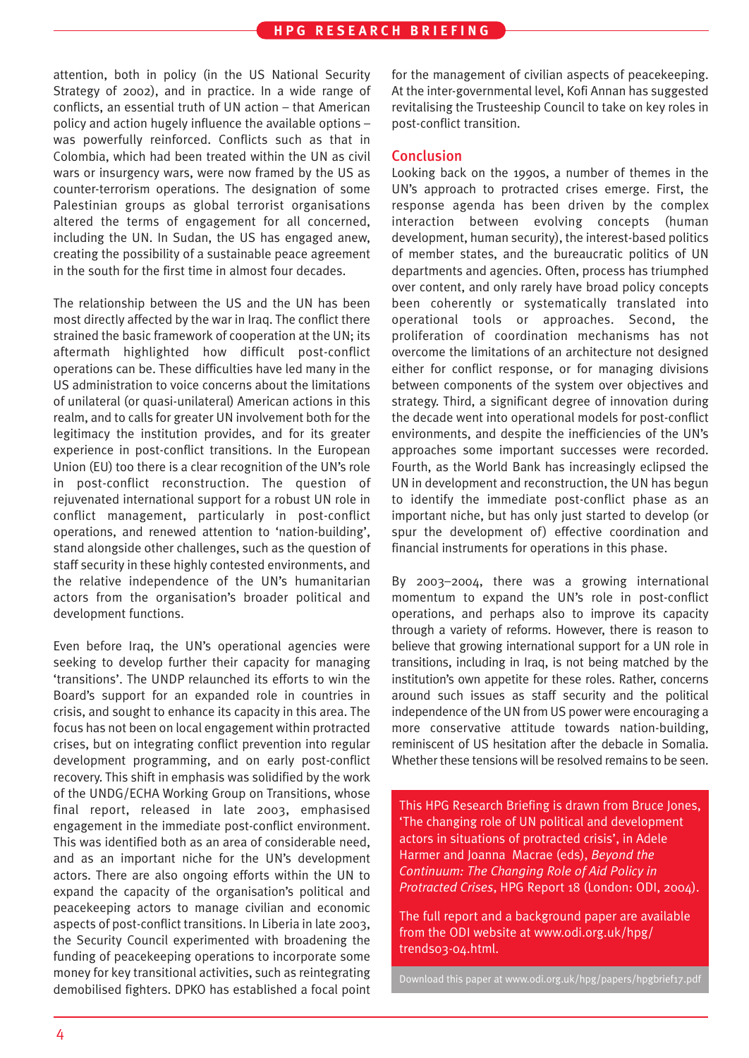attention, both in policy (in the US National Security Strategy of 2002), and in practice. In a wide range of conflicts, an essential truth of UN action – that American policy and action hugely influence the available options – was powerfully reinforced. Conflicts such as that in Colombia, which had been treated within the UN as civil wars or insurgency wars, were now framed by the US as counter-terrorism operations. The designation of some Palestinian groups as global terrorist organisations altered the terms of engagement for all concerned, including the UN. In Sudan, the US has engaged anew, creating the possibility of a sustainable peace agreement in the south for the first time in almost four decades.

The relationship between the US and the UN has been most directly affected by the war in Iraq. The conflict there strained the basic framework of cooperation at the UN; its aftermath highlighted how difficult post-conflict operations can be. These difficulties have led many in the US administration to voice concerns about the limitations of unilateral (or quasi-unilateral) American actions in this realm, and to calls for greater UN involvement both for the legitimacy the institution provides, and for its greater experience in post-conflict transitions. In the European Union (EU) too there is a clear recognition of the UN's role in post-conflict reconstruction. The question of rejuvenated international support for a robust UN role in conflict management, particularly in post-conflict operations, and renewed attention to 'nation-building', stand alongside other challenges, such as the question of staff security in these highly contested environments, and the relative independence of the UN's humanitarian actors from the organisation's broader political and development functions.

Even before Iraq, the UN's operational agencies were seeking to develop further their capacity for managing 'transitions'. The UNDP relaunched its efforts to win the Board's support for an expanded role in countries in crisis, and sought to enhance its capacity in this area. The focus has not been on local engagement within protracted crises, but on integrating conflict prevention into regular development programming, and on early post-conflict recovery. This shift in emphasis was solidified by the work of the UNDG/ECHA Working Group on Transitions, whose final report, released in late 2003, emphasised engagement in the immediate post-conflict environment. This was identified both as an area of considerable need, and as an important niche for the UN's development actors. There are also ongoing efforts within the UN to expand the capacity of the organisation's political and peacekeeping actors to manage civilian and economic aspects of post-conflict transitions. In Liberia in late 2003, the Security Council experimented with broadening the funding of peacekeeping operations to incorporate some money for key transitional activities, such as reintegrating demobilised fighters. DPKO has established a focal point for the management of civilian aspects of peacekeeping. At the inter-governmental level, Kofi Annan has suggested revitalising the Trusteeship Council to take on key roles in post-conflict transition.

## Conclusion

Looking back on the 1990s, a number of themes in the UN's approach to protracted crises emerge. First, the response agenda has been driven by the complex interaction between evolving concepts (human development, human security), the interest-based politics of member states, and the bureaucratic politics of UN departments and agencies. Often, process has triumphed over content, and only rarely have broad policy concepts been coherently or systematically translated into operational tools or approaches. Second, the proliferation of coordination mechanisms has not overcome the limitations of an architecture not designed either for conflict response, or for managing divisions between components of the system over objectives and strategy. Third, a significant degree of innovation during the decade went into operational models for post-conflict environments, and despite the inefficiencies of the UN's approaches some important successes were recorded. Fourth, as the World Bank has increasingly eclipsed the UN in development and reconstruction, the UN has begun to identify the immediate post-conflict phase as an important niche, but has only just started to develop (or spur the development of) effective coordination and financial instruments for operations in this phase.

By 2003–2004, there was a growing international momentum to expand the UN's role in post-conflict operations, and perhaps also to improve its capacity through a variety of reforms. However, there is reason to believe that growing international support for a UN role in transitions, including in Iraq, is not being matched by the institution's own appetite for these roles. Rather, concerns around such issues as staff security and the political independence of the UN from US power were encouraging a more conservative attitude towards nation-building, reminiscent of US hesitation after the debacle in Somalia. Whether these tensions will be resolved remains to be seen.

This HPG Research Briefing is drawn from Bruce Jones, 'The changing role of UN political and development actors in situations of protracted crisis', in Adele Harmer and Joanna Macrae (eds), *Beyond the Continuum: The Changing Role of Aid Policy in Protracted Crises*, HPG Report 18 (London: ODI, 2004).

The full report and a background paper are available from the ODI website at www.odi.org.uk/hpg/trends03-04.html.

Download this paper at www.odi.org.uk/hpg/papers/hpgbrief17.pdf